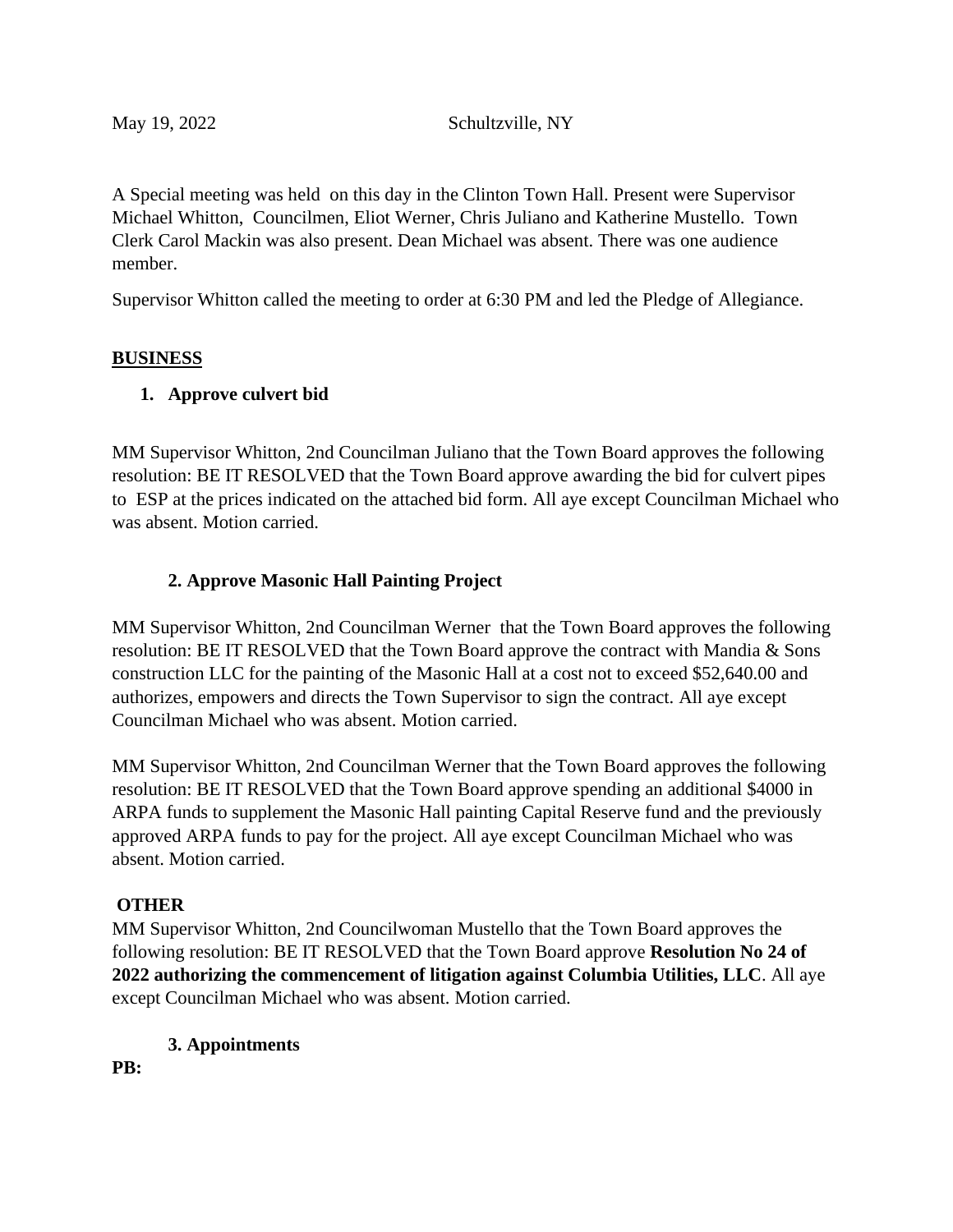May 19, 2022 Schultzville, NY

A Special meeting was held on this day in the Clinton Town Hall. Present were Supervisor Michael Whitton, Councilmen, Eliot Werner, Chris Juliano and Katherine Mustello. Town Clerk Carol Mackin was also present. Dean Michael was absent. There was one audience member.

Supervisor Whitton called the meeting to order at 6:30 PM and led the Pledge of Allegiance.

**BUSINESS**

1. **Approve culvert bid**

MM Supervisor Whitton, 2nd Councilman Juliano that the Town Board approves the following resolution: BE IT RESOLVED that the Town Board approve awarding the bid for culvert pipes to ESP at the prices indicated on the attached bid form. All aye except Councilman Michael who was absent. Motion carried.

2. **Approve Masonic Hall Painting Project**

MM Supervisor Whitton, 2nd Councilman Werner that the Town Board approves the following resolution: BE IT RESOLVED that the Town Board approve the contract with Mandia & Sons construction LLC for the painting of the Masonic Hall at a cost not to exceed $52,640.00 and authorizes, empowers and directs the Town Supervisor to sign the contract. All aye except Councilman Michael who was absent. Motion carried.

MM Supervisor Whitton, 2nd Councilman Werner that the Town Board approves the following resolution: BE IT RESOLVED that the Town Board approve spending an additional $4000 in ARPA funds to supplement the Masonic Hall painting Capital Reserve fund and the previously approved ARPA funds to pay for the project. All aye except Councilman Michael who was absent. Motion carried.

**OTHER**

MM Supervisor Whitton, 2nd Councilwoman Mustello that the Town Board approves the following resolution: BE IT RESOLVED that the Town Board approve **Resolution No 24 of 2022 authorizing the commencement of litigation against Columbia Utilities, LLC**. All aye except Councilman Michael who was absent. Motion carried.

3. **Appointments**

**PB:**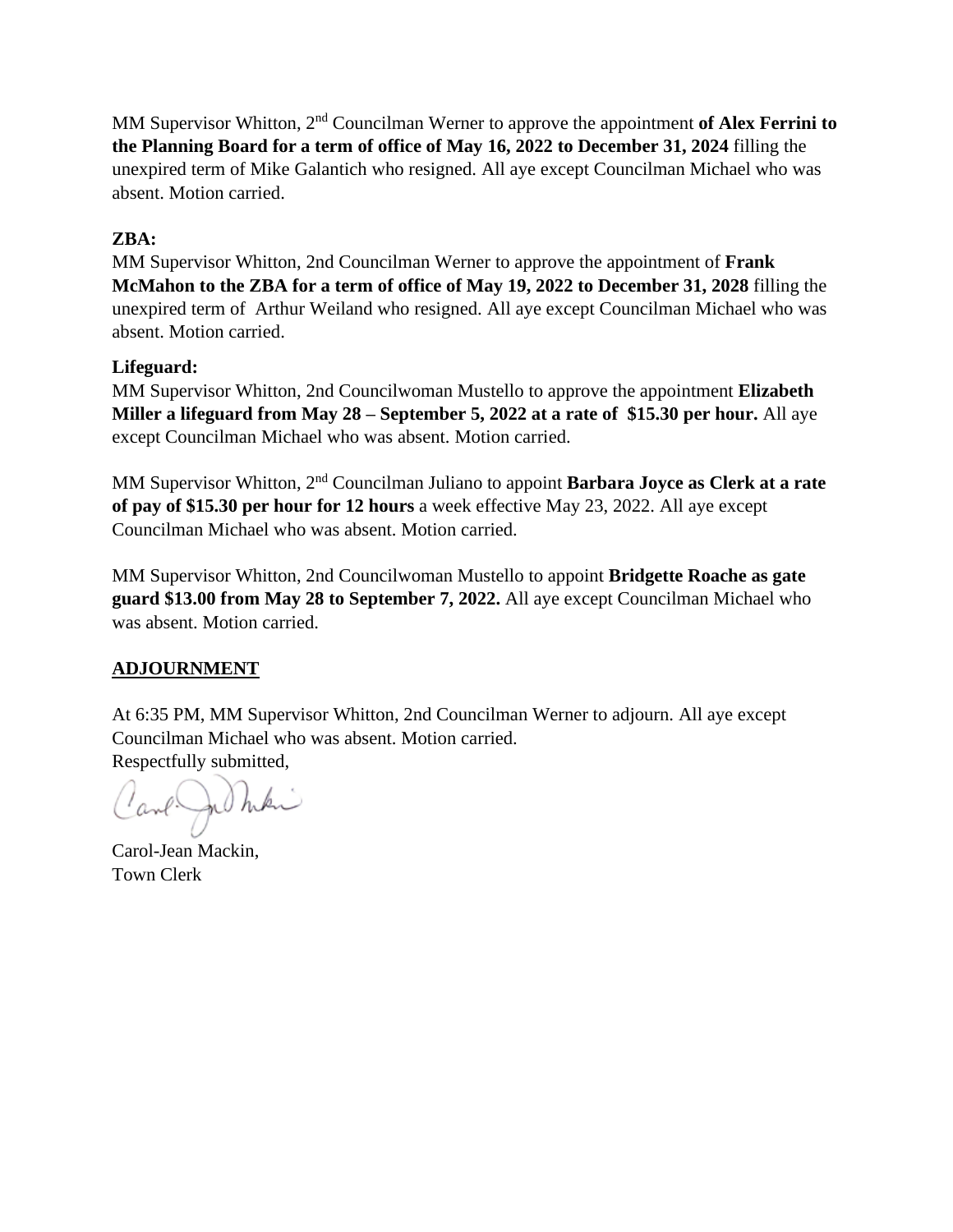MM Supervisor Whitton, 2nd Councilman Werner to approve the appointment **of Alex Ferrini to the Planning Board for a term of office of May 16, 2022 to December 31, 2024** filling the unexpired term of Mike Galantich who resigned. All aye except Councilman Michael who was absent. Motion carried.

**ZBA:**
MM Supervisor Whitton, 2nd Councilman Werner to approve the appointment of **Frank McMahon to the ZBA for a term of office of May 19, 2022 to December 31, 2028** filling the unexpired term of Arthur Weiland who resigned. All aye except Councilman Michael who was absent. Motion carried.

**Lifeguard:**
MM Supervisor Whitton, 2nd Councilwoman Mustello to approve the appointment **Elizabeth Miller a lifeguard from May 28 – September 5, 2022 at a rate of $15.30 per hour.** All aye except Councilman Michael who was absent. Motion carried.

MM Supervisor Whitton, 2nd Councilman Juliano to appoint **Barbara Joyce as Clerk at a rate of pay of $15.30 per hour for 12 hours** a week effective May 23, 2022. All aye except Councilman Michael who was absent. Motion carried.

MM Supervisor Whitton, 2nd Councilwoman Mustello to appoint **Bridgette Roache as gate guard $13.00 from May 28 to September 7, 2022.** All aye except Councilman Michael who was absent. Motion carried.

## ADJOURNMENT

At 6:35 PM, MM Supervisor Whitton, 2nd Councilman Werner to adjourn. All aye except Councilman Michael who was absent. Motion carried.
Respectfully submitted,

Carol-Jean Mackin,
Town Clerk